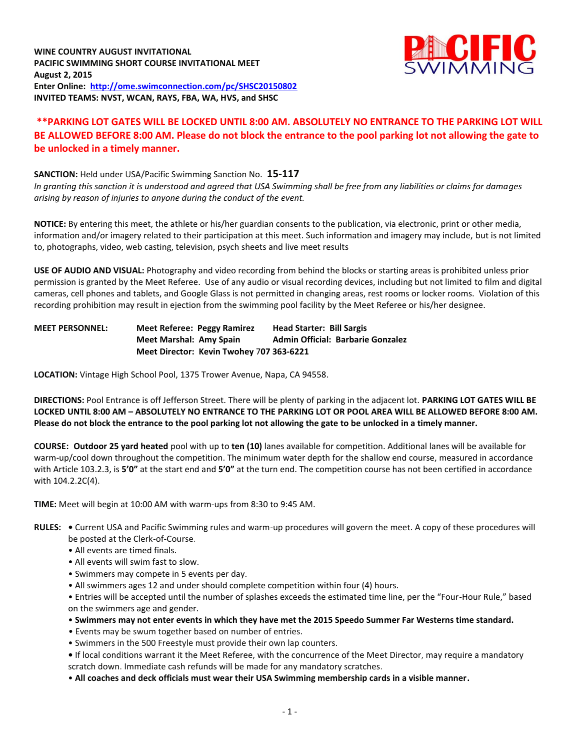**WINE COUNTRY AUGUST INVITATIONAL**
**PACIFIC SWIMMING SHORT COURSE INVITATIONAL MEET**
**August 2, 2015**
**Enter Online: [http://ome.swimconnection.com/pc/SHSC20150802](http://ome.swimconnection.com/pc/SHSC20150802)**
**INVITED TEAMS: NVST, WCAN, RAYS, FBA, WA, HVS, and SHSC**

**\*\*PARKING LOT GATES WILL BE LOCKED UNTIL 8:00 AM. ABSOLUTELY NO ENTRANCE TO THE PARKING LOT WILL BE ALLOWED BEFORE 8:00 AM. Please do not block the entrance to the pool parking lot not allowing the gate to be unlocked in a timely manner.**

**SANCTION:** Held under USA/Pacific Swimming Sanction No. **15-117**
*In granting this sanction it is understood and agreed that USA Swimming shall be free from any liabilities or claims for damages arising by reason of injuries to anyone during the conduct of the event.*

**NOTICE:** By entering this meet, the athlete or his/her guardian consents to the publication, via electronic, print or other media, information and/or imagery related to their participation at this meet. Such information and imagery may include, but is not limited to, photographs, video, web casting, television, psych sheets and live meet results

**USE OF AUDIO AND VISUAL:** Photography and video recording from behind the blocks or starting areas is prohibited unless prior permission is granted by the Meet Referee. Use of any audio or visual recording devices, including but not limited to film and digital cameras, cell phones and tablets, and Google Glass is not permitted in changing areas, rest rooms or locker rooms. Violation of this recording prohibition may result in ejection from the swimming pool facility by the Meet Referee or his/her designee.

**MEET PERSONNEL:**
**Meet Referee: Peggy Ramirez** | **Head Starter: Bill Sargis**
**Meet Marshal: Amy Spain** | **Admin Official: Barbarie Gonzalez**
**Meet Director: Kevin Twohey 707 363-6221**

**LOCATION:** Vintage High School Pool, 1375 Trower Avenue, Napa, CA 94558.

**DIRECTIONS:** Pool Entrance is off Jefferson Street. There will be plenty of parking in the adjacent lot. **PARKING LOT GATES WILL BE LOCKED UNTIL 8:00 AM – ABSOLUTELY NO ENTRANCE TO THE PARKING LOT OR POOL AREA WILL BE ALLOWED BEFORE 8:00 AM. Please do not block the entrance to the pool parking lot not allowing the gate to be unlocked in a timely manner.**

**COURSE: Outdoor 25 yard heated** pool with up to **ten (10)** lanes available for competition. Additional lanes will be available for warm-up/cool down throughout the competition. The minimum water depth for the shallow end course, measured in accordance with Article 103.2.3, is **5'0"** at the start end and **5'0"** at the turn end. The competition course has not been certified in accordance with 104.2.2C(4).

**TIME:** Meet will begin at 10:00 AM with warm-ups from 8:30 to 9:45 AM.

**RULES:**
- Current USA and Pacific Swimming rules and warm-up procedures will govern the meet. A copy of these procedures will be posted at the Clerk-of-Course.
- All events are timed finals.
- All events will swim fast to slow.
- Swimmers may compete in 5 events per day.
- All swimmers ages 12 and under should complete competition within four (4) hours.
- Entries will be accepted until the number of splashes exceeds the estimated time line, per the "Four-Hour Rule," based on the swimmers age and gender.
- **Swimmers may not enter events in which they have met the 2015 Speedo Summer Far Westerns time standard.**
- Events may be swum together based on number of entries.
- Swimmers in the 500 Freestyle must provide their own lap counters.
- If local conditions warrant it the Meet Referee, with the concurrence of the Meet Director, may require a mandatory scratch down. Immediate cash refunds will be made for any mandatory scratches.
- **All coaches and deck officials must wear their USA Swimming membership cards in a visible manner.**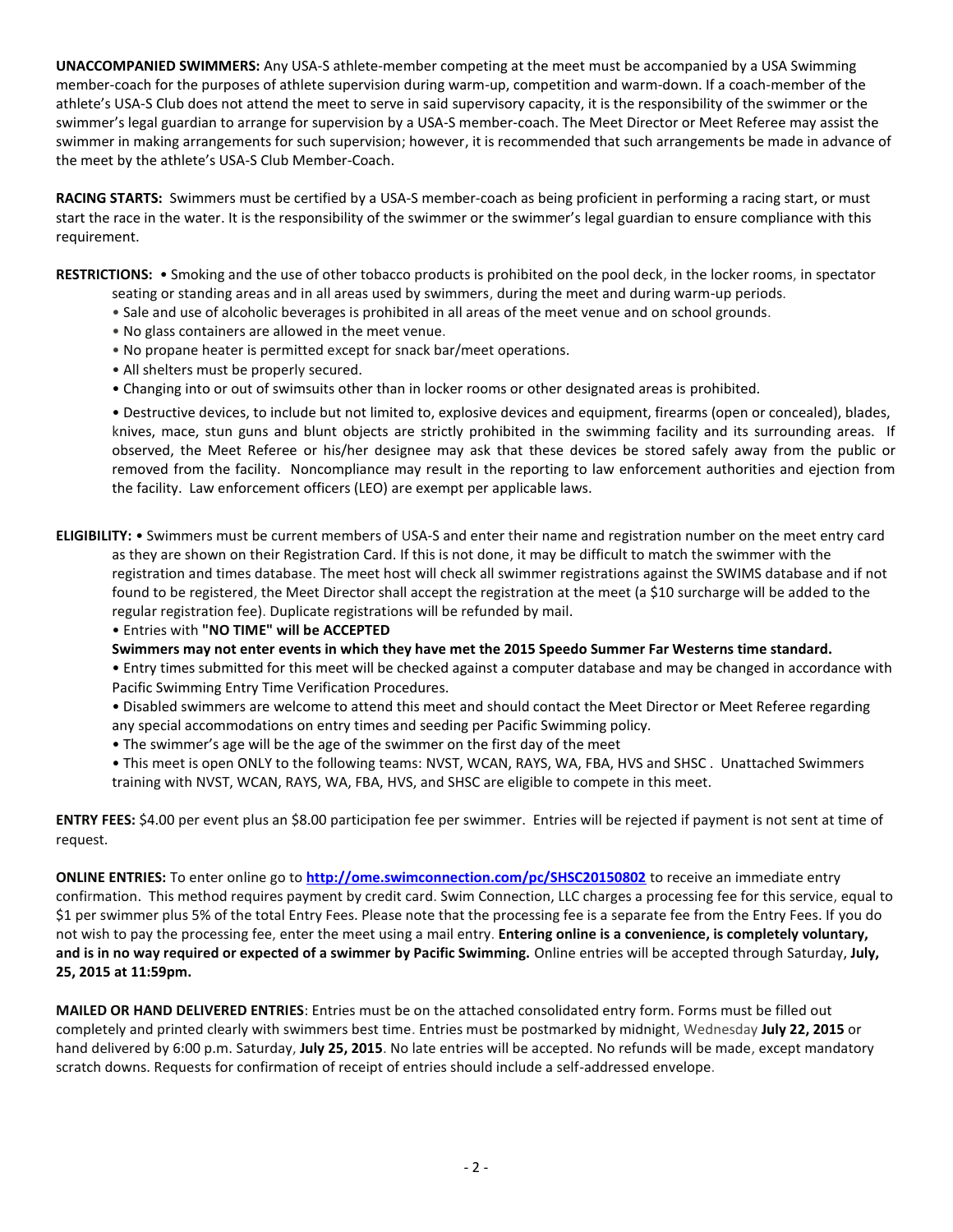**UNACCOMPANIED SWIMMERS:** Any USA-S athlete-member competing at the meet must be accompanied by a USA Swimming member-coach for the purposes of athlete supervision during warm-up, competition and warm-down. If a coach-member of the athlete's USA-S Club does not attend the meet to serve in said supervisory capacity, it is the responsibility of the swimmer or the swimmer's legal guardian to arrange for supervision by a USA-S member-coach. The Meet Director or Meet Referee may assist the swimmer in making arrangements for such supervision; however, it is recommended that such arrangements be made in advance of the meet by the athlete's USA-S Club Member-Coach.

**RACING STARTS:** Swimmers must be certified by a USA-S member-coach as being proficient in performing a racing start, or must start the race in the water. It is the responsibility of the swimmer or the swimmer's legal guardian to ensure compliance with this requirement.

**RESTRICTIONS:**
- Smoking and the use of other tobacco products is prohibited on the pool deck, in the locker rooms, in spectator seating or standing areas and in all areas used by swimmers, during the meet and during warm-up periods.
- Sale and use of alcoholic beverages is prohibited in all areas of the meet venue and on school grounds.
- No glass containers are allowed in the meet venue.
- No propane heater is permitted except for snack bar/meet operations.
- All shelters must be properly secured.
- Changing into or out of swimsuits other than in locker rooms or other designated areas is prohibited.
- Destructive devices, to include but not limited to, explosive devices and equipment, firearms (open or concealed), blades, knives, mace, stun guns and blunt objects are strictly prohibited in the swimming facility and its surrounding areas. If observed, the Meet Referee or his/her designee may ask that these devices be stored safely away from the public or removed from the facility. Noncompliance may result in the reporting to law enforcement authorities and ejection from the facility. Law enforcement officers (LEO) are exempt per applicable laws.

**ELIGIBILITY:**
- Swimmers must be current members of USA-S and enter their name and registration number on the meet entry card as they are shown on their Registration Card. If this is not done, it may be difficult to match the swimmer with the registration and times database. The meet host will check all swimmer registrations against the SWIMS database and if not found to be registered, the Meet Director shall accept the registration at the meet (a $10 surcharge will be added to the regular registration fee). Duplicate registrations will be refunded by mail.
- Entries with **"NO TIME" will be ACCEPTED**

**Swimmers may not enter events in which they have met the 2015 Speedo Summer Far Westerns time standard.**

- Entry times submitted for this meet will be checked against a computer database and may be changed in accordance with Pacific Swimming Entry Time Verification Procedures.
- Disabled swimmers are welcome to attend this meet and should contact the Meet Director or Meet Referee regarding any special accommodations on entry times and seeding per Pacific Swimming policy.
- The swimmer's age will be the age of the swimmer on the first day of the meet
- This meet is open ONLY to the following teams: NVST, WCAN, RAYS, WA, FBA, HVS and SHSC . Unattached Swimmers training with NVST, WCAN, RAYS, WA, FBA, HVS, and SHSC are eligible to compete in this meet.

**ENTRY FEES:** $4.00 per event plus an $8.00 participation fee per swimmer. Entries will be rejected if payment is not sent at time of request.

**ONLINE ENTRIES:** To enter online go to **http://ome.swimconnection.com/pc/SHSC20150802** to receive an immediate entry confirmation. This method requires payment by credit card. Swim Connection, LLC charges a processing fee for this service, equal to $1 per swimmer plus 5% of the total Entry Fees. Please note that the processing fee is a separate fee from the Entry Fees. If you do not wish to pay the processing fee, enter the meet using a mail entry. **Entering online is a convenience, is completely voluntary, and is in no way required or expected of a swimmer by Pacific Swimming.** Online entries will be accepted through Saturday, **July, 25, 2015 at 11:59pm.**

**MAILED OR HAND DELIVERED ENTRIES**: Entries must be on the attached consolidated entry form. Forms must be filled out completely and printed clearly with swimmers best time. Entries must be postmarked by midnight, Wednesday **July 22, 2015** or hand delivered by 6:00 p.m. Saturday, **July 25, 2015**. No late entries will be accepted. No refunds will be made, except mandatory scratch downs. Requests for confirmation of receipt of entries should include a self-addressed envelope.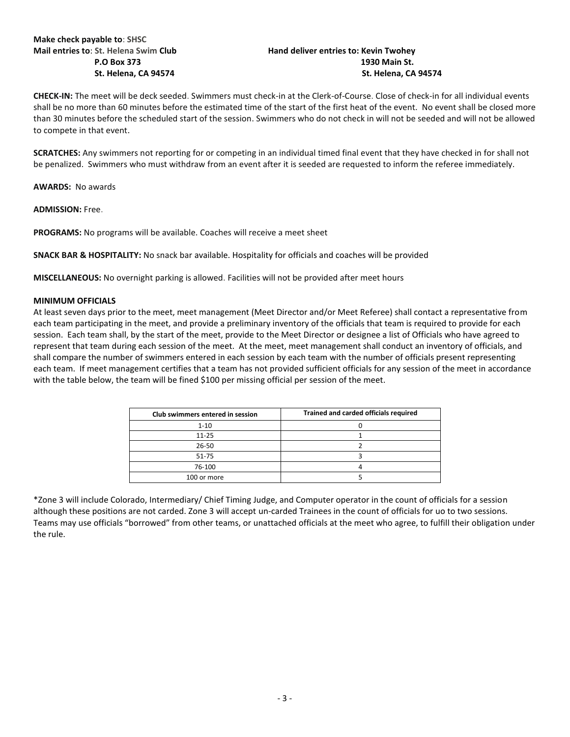**Make check payable to**: SHSC
**Mail entries to**: St. Helena Swim **Club**
**P.O Box 373**
**St. Helena, CA 94574**

**Hand deliver entries to: Kevin Twohey**
**1930 Main St.**
**St. Helena, CA 94574**

**CHECK-IN:** The meet will be deck seeded. Swimmers must check-in at the Clerk-of-Course. Close of check-in for all individual events shall be no more than 60 minutes before the estimated time of the start of the first heat of the event. No event shall be closed more than 30 minutes before the scheduled start of the session. Swimmers who do not check in will not be seeded and will not be allowed to compete in that event.

**SCRATCHES:** Any swimmers not reporting for or competing in an individual timed final event that they have checked in for shall not be penalized. Swimmers who must withdraw from an event after it is seeded are requested to inform the referee immediately.

**AWARDS:** No awards

**ADMISSION:** Free.

**PROGRAMS:** No programs will be available. Coaches will receive a meet sheet

**SNACK BAR & HOSPITALITY:** No snack bar available. Hospitality for officials and coaches will be provided

**MISCELLANEOUS:** No overnight parking is allowed. Facilities will not be provided after meet hours

**MINIMUM OFFICIALS**

At least seven days prior to the meet, meet management (Meet Director and/or Meet Referee) shall contact a representative from each team participating in the meet, and provide a preliminary inventory of the officials that team is required to provide for each session. Each team shall, by the start of the meet, provide to the Meet Director or designee a list of Officials who have agreed to represent that team during each session of the meet. At the meet, meet management shall conduct an inventory of officials, and shall compare the number of swimmers entered in each session by each team with the number of officials present representing each team. If meet management certifies that a team has not provided sufficient officials for any session of the meet in accordance with the table below, the team will be fined $100 per missing official per session of the meet.

| Club swimmers entered in session | Trained and carded officials required |
| --- | --- |
| 1-10 | 0 |
| 11-25 | 1 |
| 26-50 | 2 |
| 51-75 | 3 |
| 76-100 | 4 |
| 100 or more | 5 |

*Zone 3 will include Colorado, Intermediary/ Chief Timing Judge, and Computer operator in the count of officials for a session although these positions are not carded. Zone 3 will accept un-carded Trainees in the count of officials for uo to two sessions. Teams may use officials "borrowed" from other teams, or unattached officials at the meet who agree, to fulfill their obligation under the rule.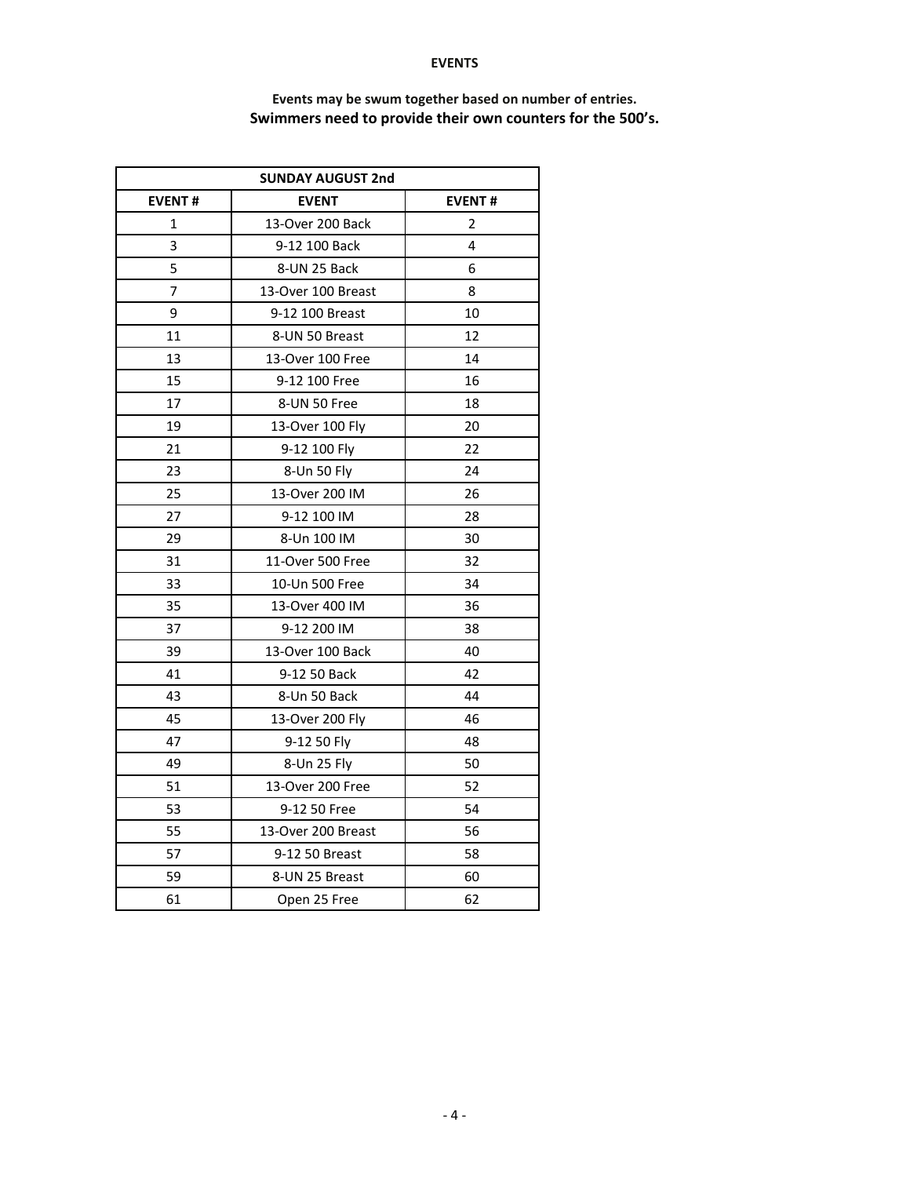**EVENTS**

**Events may be swum together based on number of entries.**
**Swimmers need to provide their own counters for the 500's.**

| SUNDAY AUGUST 2nd | | |
|---|---|---|
| **EVENT #** | **EVENT** | **EVENT #** |
| 1 | 13-Over 200 Back | 2 |
| 3 | 9-12 100 Back | 4 |
| 5 | 8-UN 25 Back | 6 |
| 7 | 13-Over 100 Breast | 8 |
| 9 | 9-12 100 Breast | 10 |
| 11 | 8-UN 50 Breast | 12 |
| 13 | 13-Over 100 Free | 14 |
| 15 | 9-12 100 Free | 16 |
| 17 | 8-UN 50 Free | 18 |
| 19 | 13-Over 100 Fly | 20 |
| 21 | 9-12 100 Fly | 22 |
| 23 | 8-Un 50 Fly | 24 |
| 25 | 13-Over 200 IM | 26 |
| 27 | 9-12 100 IM | 28 |
| 29 | 8-Un 100 IM | 30 |
| 31 | 11-Over 500 Free | 32 |
| 33 | 10-Un 500 Free | 34 |
| 35 | 13-Over 400 IM | 36 |
| 37 | 9-12 200 IM | 38 |
| 39 | 13-Over 100 Back | 40 |
| 41 | 9-12 50 Back | 42 |
| 43 | 8-Un 50 Back | 44 |
| 45 | 13-Over 200 Fly | 46 |
| 47 | 9-12 50 Fly | 48 |
| 49 | 8-Un 25 Fly | 50 |
| 51 | 13-Over 200 Free | 52 |
| 53 | 9-12 50 Free | 54 |
| 55 | 13-Over 200 Breast | 56 |
| 57 | 9-12 50 Breast | 58 |
| 59 | 8-UN 25 Breast | 60 |
| 61 | Open 25 Free | 62 |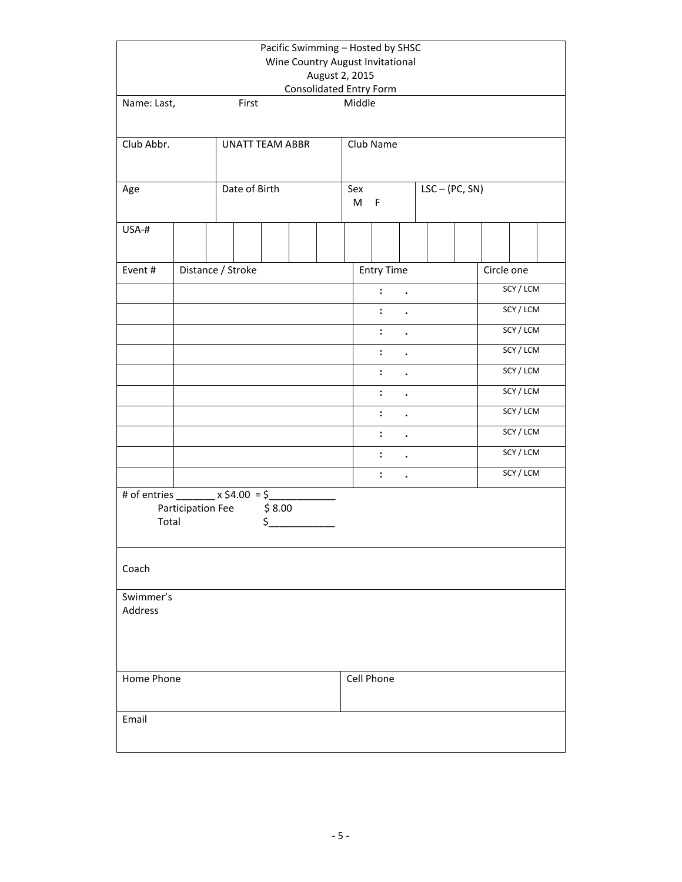Pacific Swimming – Hosted by SHSC
Wine Country August Invitational
August 2, 2015
Consolidated Entry Form

| | | | |
|---|---|---|---|
| Name: Last, | First | Middle | |
| Club Abbr. | UNATT TEAM ABBR | Club Name | |
| Age | Date of Birth | Sex M F | LSC – (PC, SN) |

| | | | | | | | | | | | | | |
|---|---|---|---|---|---|---|---|---|---|---|---|---|---|
| USA-# | | | | | | | | | | | | | |

| Event # | Distance / Stroke | Entry Time | Circle one |
|---|---|---|---|
| | | : . | SCY / LCM |
| | | : . | SCY / LCM |
| | | : . | SCY / LCM |
| | | : . | SCY / LCM |
| | | : . | SCY / LCM |
| | | : . | SCY / LCM |
| | | : . | SCY / LCM |
| | | : . | SCY / LCM |
| | | : . | SCY / LCM |
| | | : . | SCY / LCM |

# of entries _______ x $4.00 = $____________
Participation Fee $ 8.00
Total $____________

Coach

Swimmer's Address

| | |
|---|---|
| Home Phone | Cell Phone |

Email